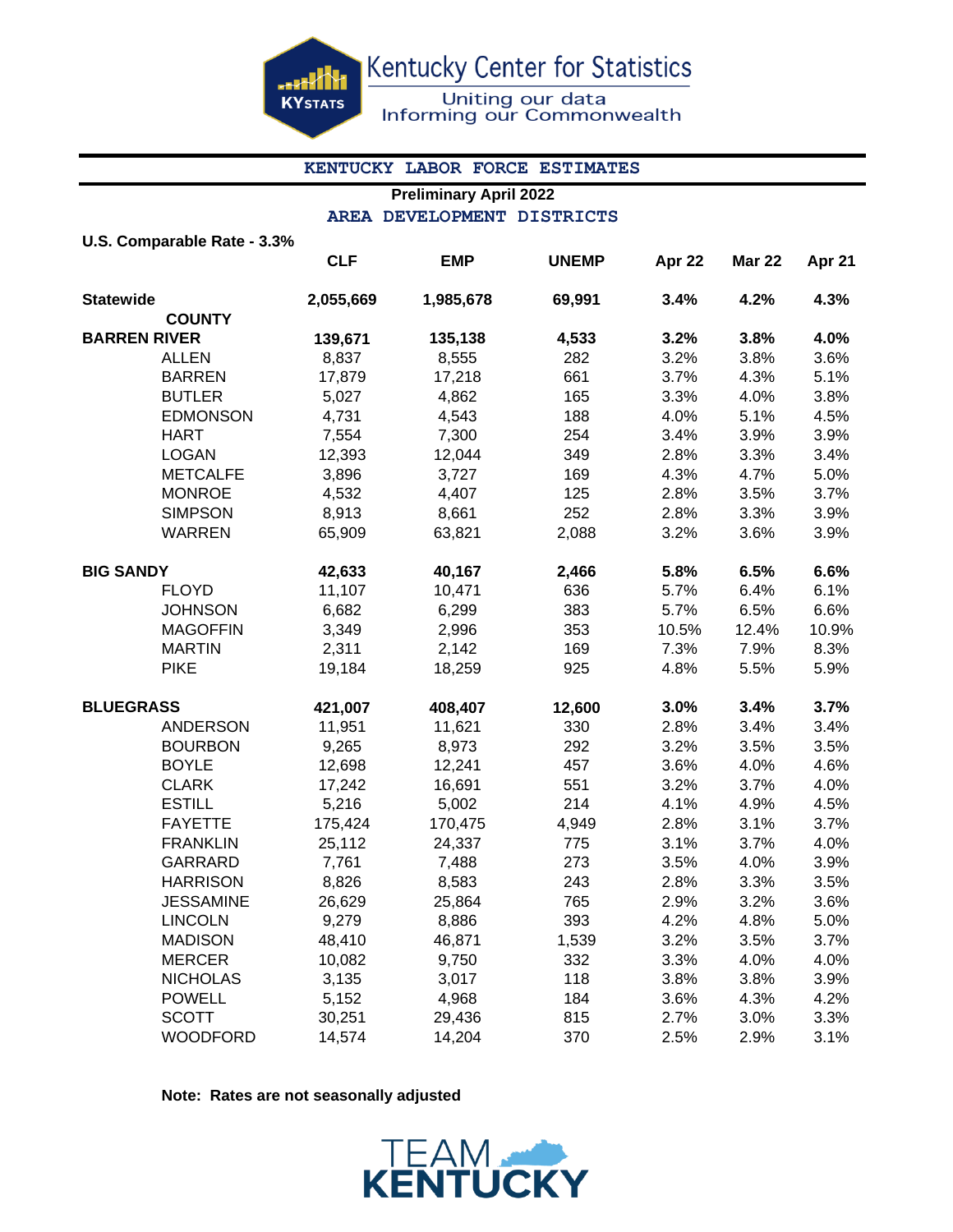Kentucky Center for Statistics

Uniting our data
Informing our Commonwealth

# KENTUCKY LABOR FORCE ESTIMATES

**Preliminary April 2022**

## AREA DEVELOPMENT DISTRICTS

**U.S. Comparable Rate - 3.3%**

| | CLF | EMP | UNEMP | Apr 22 | Mar 22 | Apr 21 |
|---|---|---|---|---|---|---|
| **Statewide** | **2,055,669** | **1,985,678** | **69,991** | **3.4%** | **4.2%** | **4.3%** |
| **COUNTY** | | | | | | |
| **BARREN RIVER** | **139,671** | **135,138** | **4,533** | **3.2%** | **3.8%** | **4.0%** |
| ALLEN | 8,837 | 8,555 | 282 | 3.2% | 3.8% | 3.6% |
| BARREN | 17,879 | 17,218 | 661 | 3.7% | 4.3% | 5.1% |
| BUTLER | 5,027 | 4,862 | 165 | 3.3% | 4.0% | 3.8% |
| EDMONSON | 4,731 | 4,543 | 188 | 4.0% | 5.1% | 4.5% |
| HART | 7,554 | 7,300 | 254 | 3.4% | 3.9% | 3.9% |
| LOGAN | 12,393 | 12,044 | 349 | 2.8% | 3.3% | 3.4% |
| METCALFE | 3,896 | 3,727 | 169 | 4.3% | 4.7% | 5.0% |
| MONROE | 4,532 | 4,407 | 125 | 2.8% | 3.5% | 3.7% |
| SIMPSON | 8,913 | 8,661 | 252 | 2.8% | 3.3% | 3.9% |
| WARREN | 65,909 | 63,821 | 2,088 | 3.2% | 3.6% | 3.9% |
| **BIG SANDY** | **42,633** | **40,167** | **2,466** | **5.8%** | **6.5%** | **6.6%** |
| FLOYD | 11,107 | 10,471 | 636 | 5.7% | 6.4% | 6.1% |
| JOHNSON | 6,682 | 6,299 | 383 | 5.7% | 6.5% | 6.6% |
| MAGOFFIN | 3,349 | 2,996 | 353 | 10.5% | 12.4% | 10.9% |
| MARTIN | 2,311 | 2,142 | 169 | 7.3% | 7.9% | 8.3% |
| PIKE | 19,184 | 18,259 | 925 | 4.8% | 5.5% | 5.9% |
| **BLUEGRASS** | **421,007** | **408,407** | **12,600** | **3.0%** | **3.4%** | **3.7%** |
| ANDERSON | 11,951 | 11,621 | 330 | 2.8% | 3.4% | 3.4% |
| BOURBON | 9,265 | 8,973 | 292 | 3.2% | 3.5% | 3.5% |
| BOYLE | 12,698 | 12,241 | 457 | 3.6% | 4.0% | 4.6% |
| CLARK | 17,242 | 16,691 | 551 | 3.2% | 3.7% | 4.0% |
| ESTILL | 5,216 | 5,002 | 214 | 4.1% | 4.9% | 4.5% |
| FAYETTE | 175,424 | 170,475 | 4,949 | 2.8% | 3.1% | 3.7% |
| FRANKLIN | 25,112 | 24,337 | 775 | 3.1% | 3.7% | 4.0% |
| GARRARD | 7,761 | 7,488 | 273 | 3.5% | 4.0% | 3.9% |
| HARRISON | 8,826 | 8,583 | 243 | 2.8% | 3.3% | 3.5% |
| JESSAMINE | 26,629 | 25,864 | 765 | 2.9% | 3.2% | 3.6% |
| LINCOLN | 9,279 | 8,886 | 393 | 4.2% | 4.8% | 5.0% |
| MADISON | 48,410 | 46,871 | 1,539 | 3.2% | 3.5% | 3.7% |
| MERCER | 10,082 | 9,750 | 332 | 3.3% | 4.0% | 4.0% |
| NICHOLAS | 3,135 | 3,017 | 118 | 3.8% | 3.8% | 3.9% |
| POWELL | 5,152 | 4,968 | 184 | 3.6% | 4.3% | 4.2% |
| SCOTT | 30,251 | 29,436 | 815 | 2.7% | 3.0% | 3.3% |
| WOODFORD | 14,574 | 14,204 | 370 | 2.5% | 2.9% | 3.1% |

**Note: Rates are not seasonally adjusted**

TEAM KENTUCKY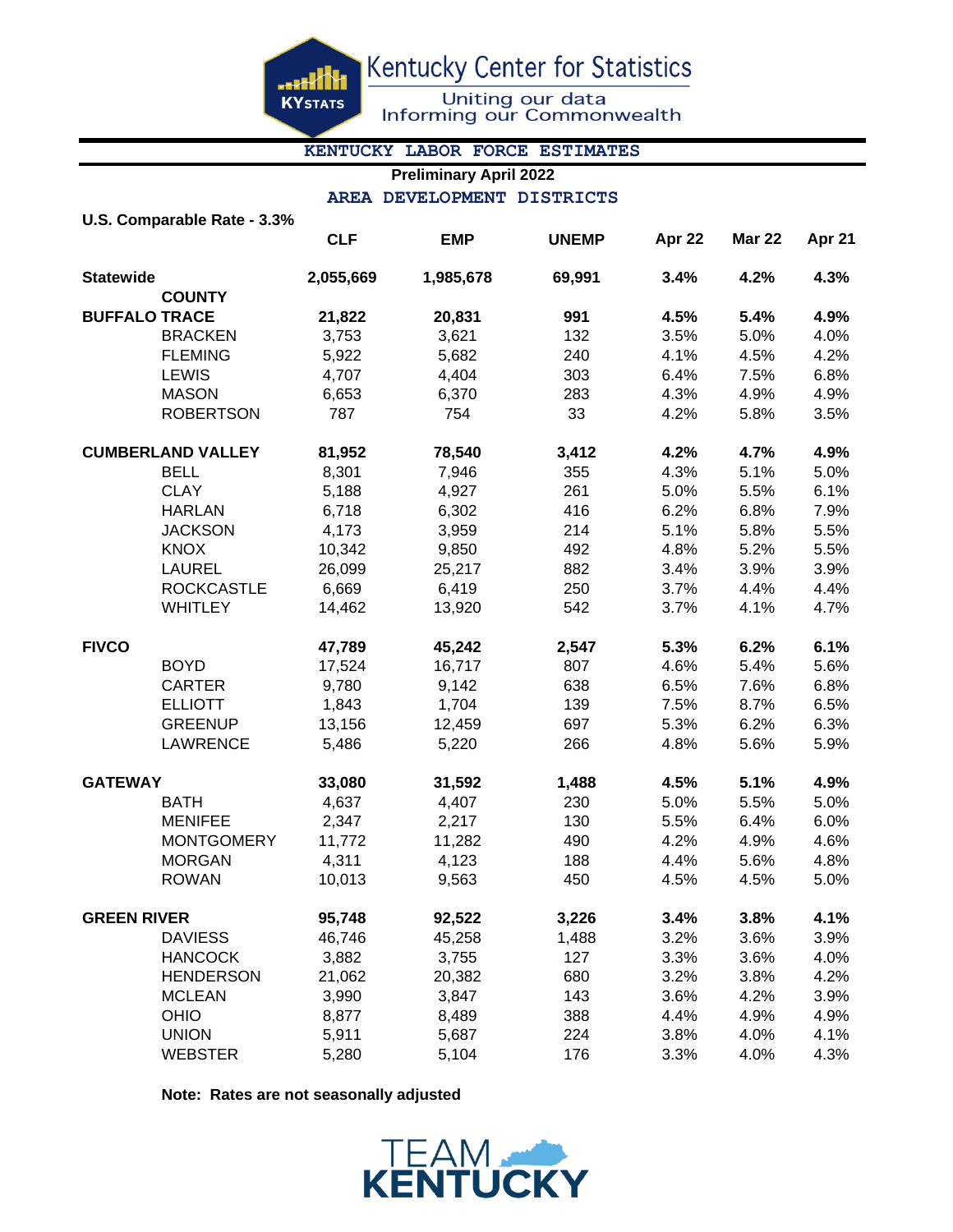Kentucky Center for Statistics

Uniting our data
Informing our Commonwealth

## KENTUCKY LABOR FORCE ESTIMATES

**Preliminary April 2022**

### AREA DEVELOPMENT DISTRICTS

**U.S. Comparable Rate - 3.3%**

| | CLF | EMP | UNEMP | Apr 22 | Mar 22 | Apr 21 |
|---|---|---|---|---|---|---|
| **Statewide** | **2,055,669** | **1,985,678** | **69,991** | **3.4%** | **4.2%** | **4.3%** |
| **COUNTY** | | | | | | |
| **BUFFALO TRACE** | **21,822** | **20,831** | **991** | **4.5%** | **5.4%** | **4.9%** |
| BRACKEN | 3,753 | 3,621 | 132 | 3.5% | 5.0% | 4.0% |
| FLEMING | 5,922 | 5,682 | 240 | 4.1% | 4.5% | 4.2% |
| LEWIS | 4,707 | 4,404 | 303 | 6.4% | 7.5% | 6.8% |
| MASON | 6,653 | 6,370 | 283 | 4.3% | 4.9% | 4.9% |
| ROBERTSON | 787 | 754 | 33 | 4.2% | 5.8% | 3.5% |
| **CUMBERLAND VALLEY** | **81,952** | **78,540** | **3,412** | **4.2%** | **4.7%** | **4.9%** |
| BELL | 8,301 | 7,946 | 355 | 4.3% | 5.1% | 5.0% |
| CLAY | 5,188 | 4,927 | 261 | 5.0% | 5.5% | 6.1% |
| HARLAN | 6,718 | 6,302 | 416 | 6.2% | 6.8% | 7.9% |
| JACKSON | 4,173 | 3,959 | 214 | 5.1% | 5.8% | 5.5% |
| KNOX | 10,342 | 9,850 | 492 | 4.8% | 5.2% | 5.5% |
| LAUREL | 26,099 | 25,217 | 882 | 3.4% | 3.9% | 3.9% |
| ROCKCASTLE | 6,669 | 6,419 | 250 | 3.7% | 4.4% | 4.4% |
| WHITLEY | 14,462 | 13,920 | 542 | 3.7% | 4.1% | 4.7% |
| **FIVCO** | **47,789** | **45,242** | **2,547** | **5.3%** | **6.2%** | **6.1%** |
| BOYD | 17,524 | 16,717 | 807 | 4.6% | 5.4% | 5.6% |
| CARTER | 9,780 | 9,142 | 638 | 6.5% | 7.6% | 6.8% |
| ELLIOTT | 1,843 | 1,704 | 139 | 7.5% | 8.7% | 6.5% |
| GREENUP | 13,156 | 12,459 | 697 | 5.3% | 6.2% | 6.3% |
| LAWRENCE | 5,486 | 5,220 | 266 | 4.8% | 5.6% | 5.9% |
| **GATEWAY** | **33,080** | **31,592** | **1,488** | **4.5%** | **5.1%** | **4.9%** |
| BATH | 4,637 | 4,407 | 230 | 5.0% | 5.5% | 5.0% |
| MENIFEE | 2,347 | 2,217 | 130 | 5.5% | 6.4% | 6.0% |
| MONTGOMERY | 11,772 | 11,282 | 490 | 4.2% | 4.9% | 4.6% |
| MORGAN | 4,311 | 4,123 | 188 | 4.4% | 5.6% | 4.8% |
| ROWAN | 10,013 | 9,563 | 450 | 4.5% | 4.5% | 5.0% |
| **GREEN RIVER** | **95,748** | **92,522** | **3,226** | **3.4%** | **3.8%** | **4.1%** |
| DAVIESS | 46,746 | 45,258 | 1,488 | 3.2% | 3.6% | 3.9% |
| HANCOCK | 3,882 | 3,755 | 127 | 3.3% | 3.6% | 4.0% |
| HENDERSON | 21,062 | 20,382 | 680 | 3.2% | 3.8% | 4.2% |
| MCLEAN | 3,990 | 3,847 | 143 | 3.6% | 4.2% | 3.9% |
| OHIO | 8,877 | 8,489 | 388 | 4.4% | 4.9% | 4.9% |
| UNION | 5,911 | 5,687 | 224 | 3.8% | 4.0% | 4.1% |
| WEBSTER | 5,280 | 5,104 | 176 | 3.3% | 4.0% | 4.3% |

**Note: Rates are not seasonally adjusted**

TEAM KENTUCKY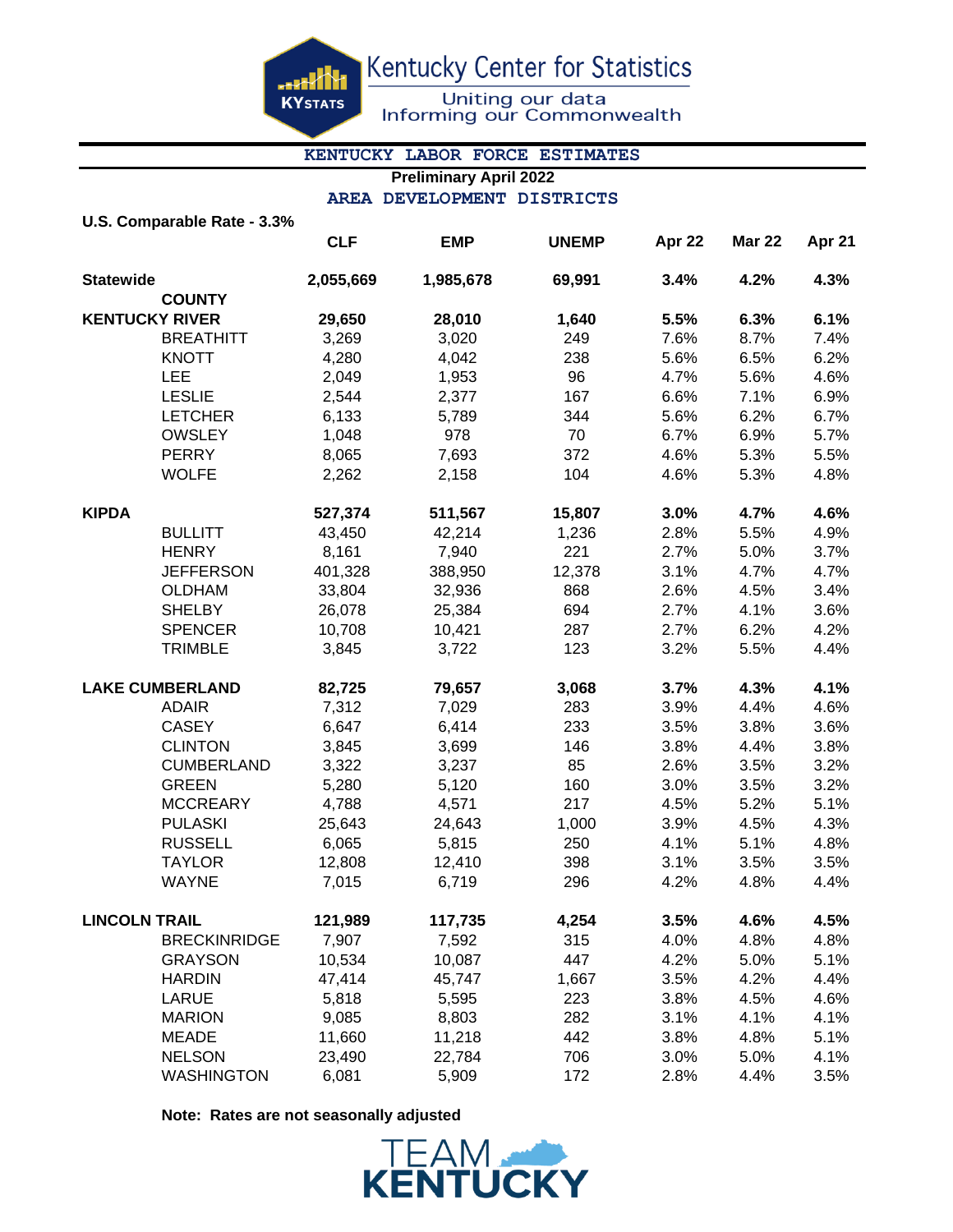Kentucky Center for Statistics

Uniting our data
Informing our Commonwealth

# KENTUCKY LABOR FORCE ESTIMATES

**Preliminary April 2022**

## AREA DEVELOPMENT DISTRICTS

**U.S. Comparable Rate - 3.3%**

| | | CLF | EMP | UNEMP | Apr 22 | Mar 22 | Apr 21 |
|---|---|---|---|---|---|---|---|
| **Statewide** | | **2,055,669** | **1,985,678** | **69,991** | **3.4%** | **4.2%** | **4.3%** |
| | **COUNTY** | | | | | | |
| **KENTUCKY RIVER** | | **29,650** | **28,010** | **1,640** | **5.5%** | **6.3%** | **6.1%** |
| | BREATHITT | 3,269 | 3,020 | 249 | 7.6% | 8.7% | 7.4% |
| | KNOTT | 4,280 | 4,042 | 238 | 5.6% | 6.5% | 6.2% |
| | LEE | 2,049 | 1,953 | 96 | 4.7% | 5.6% | 4.6% |
| | LESLIE | 2,544 | 2,377 | 167 | 6.6% | 7.1% | 6.9% |
| | LETCHER | 6,133 | 5,789 | 344 | 5.6% | 6.2% | 6.7% |
| | OWSLEY | 1,048 | 978 | 70 | 6.7% | 6.9% | 5.7% |
| | PERRY | 8,065 | 7,693 | 372 | 4.6% | 5.3% | 5.5% |
| | WOLFE | 2,262 | 2,158 | 104 | 4.6% | 5.3% | 4.8% |
| **KIPDA** | | **527,374** | **511,567** | **15,807** | **3.0%** | **4.7%** | **4.6%** |
| | BULLITT | 43,450 | 42,214 | 1,236 | 2.8% | 5.5% | 4.9% |
| | HENRY | 8,161 | 7,940 | 221 | 2.7% | 5.0% | 3.7% |
| | JEFFERSON | 401,328 | 388,950 | 12,378 | 3.1% | 4.7% | 4.7% |
| | OLDHAM | 33,804 | 32,936 | 868 | 2.6% | 4.5% | 3.4% |
| | SHELBY | 26,078 | 25,384 | 694 | 2.7% | 4.1% | 3.6% |
| | SPENCER | 10,708 | 10,421 | 287 | 2.7% | 6.2% | 4.2% |
| | TRIMBLE | 3,845 | 3,722 | 123 | 3.2% | 5.5% | 4.4% |
| **LAKE CUMBERLAND** | | **82,725** | **79,657** | **3,068** | **3.7%** | **4.3%** | **4.1%** |
| | ADAIR | 7,312 | 7,029 | 283 | 3.9% | 4.4% | 4.6% |
| | CASEY | 6,647 | 6,414 | 233 | 3.5% | 3.8% | 3.6% |
| | CLINTON | 3,845 | 3,699 | 146 | 3.8% | 4.4% | 3.8% |
| | CUMBERLAND | 3,322 | 3,237 | 85 | 2.6% | 3.5% | 3.2% |
| | GREEN | 5,280 | 5,120 | 160 | 3.0% | 3.5% | 3.2% |
| | MCCREARY | 4,788 | 4,571 | 217 | 4.5% | 5.2% | 5.1% |
| | PULASKI | 25,643 | 24,643 | 1,000 | 3.9% | 4.5% | 4.3% |
| | RUSSELL | 6,065 | 5,815 | 250 | 4.1% | 5.1% | 4.8% |
| | TAYLOR | 12,808 | 12,410 | 398 | 3.1% | 3.5% | 3.5% |
| | WAYNE | 7,015 | 6,719 | 296 | 4.2% | 4.8% | 4.4% |
| **LINCOLN TRAIL** | | **121,989** | **117,735** | **4,254** | **3.5%** | **4.6%** | **4.5%** |
| | BRECKINRIDGE | 7,907 | 7,592 | 315 | 4.0% | 4.8% | 4.8% |
| | GRAYSON | 10,534 | 10,087 | 447 | 4.2% | 5.0% | 5.1% |
| | HARDIN | 47,414 | 45,747 | 1,667 | 3.5% | 4.2% | 4.4% |
| | LARUE | 5,818 | 5,595 | 223 | 3.8% | 4.5% | 4.6% |
| | MARION | 9,085 | 8,803 | 282 | 3.1% | 4.1% | 4.1% |
| | MEADE | 11,660 | 11,218 | 442 | 3.8% | 4.8% | 5.1% |
| | NELSON | 23,490 | 22,784 | 706 | 3.0% | 5.0% | 4.1% |
| | WASHINGTON | 6,081 | 5,909 | 172 | 2.8% | 4.4% | 3.5% |

**Note: Rates are not seasonally adjusted**

TEAM KENTUCKY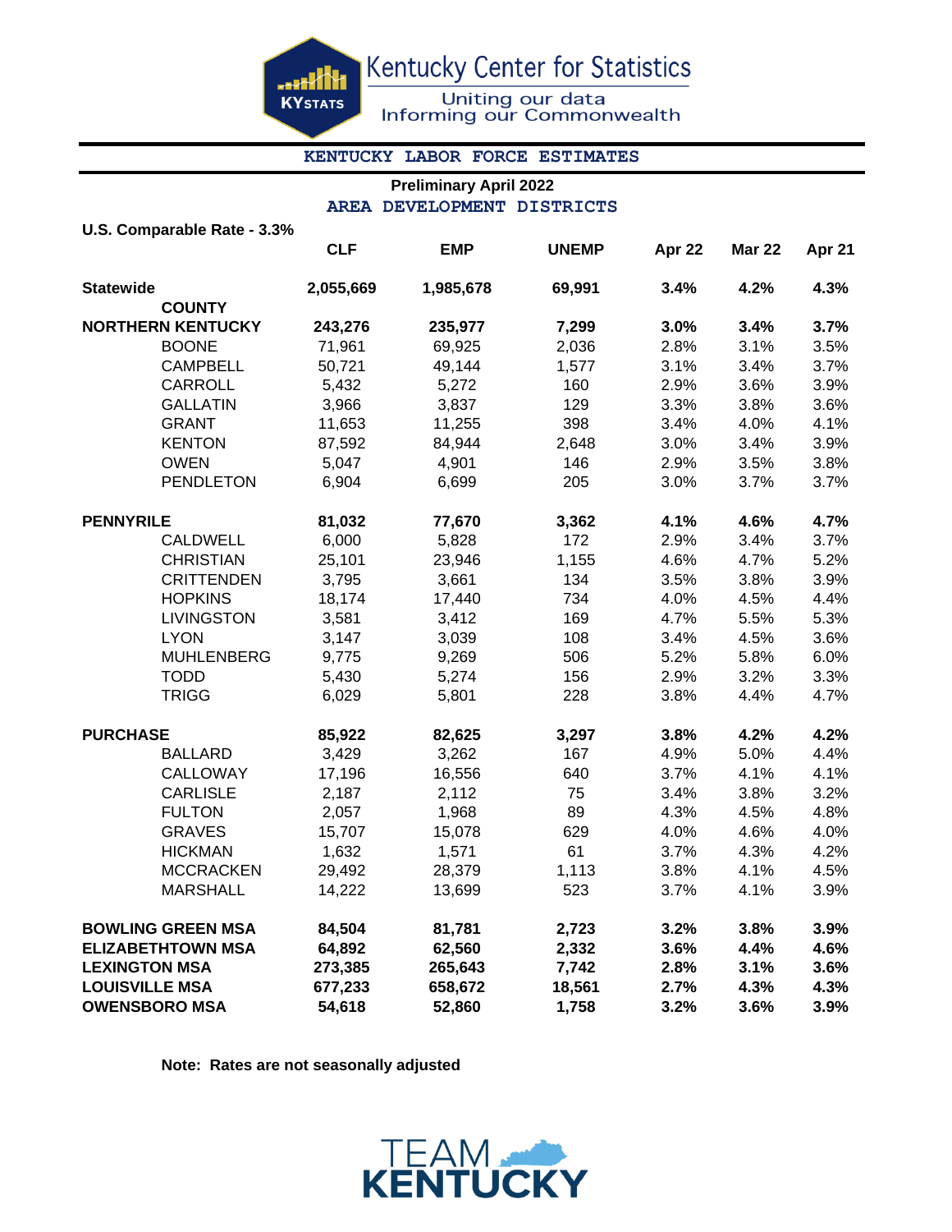Kentucky Center for Statistics

Uniting our data
Informing our Commonwealth

## KENTUCKY LABOR FORCE ESTIMATES

**Preliminary April 2022**

**AREA DEVELOPMENT DISTRICTS**

**U.S. Comparable Rate - 3.3%**

| | CLF | EMP | UNEMP | Apr 22 | Mar 22 | Apr 21 |
|---|---|---|---|---|---|---|
| **Statewide** | **2,055,669** | **1,985,678** | **69,991** | **3.4%** | **4.2%** | **4.3%** |
| **COUNTY** | | | | | | |
| **NORTHERN KENTUCKY** | **243,276** | **235,977** | **7,299** | **3.0%** | **3.4%** | **3.7%** |
| BOONE | 71,961 | 69,925 | 2,036 | 2.8% | 3.1% | 3.5% |
| CAMPBELL | 50,721 | 49,144 | 1,577 | 3.1% | 3.4% | 3.7% |
| CARROLL | 5,432 | 5,272 | 160 | 2.9% | 3.6% | 3.9% |
| GALLATIN | 3,966 | 3,837 | 129 | 3.3% | 3.8% | 3.6% |
| GRANT | 11,653 | 11,255 | 398 | 3.4% | 4.0% | 4.1% |
| KENTON | 87,592 | 84,944 | 2,648 | 3.0% | 3.4% | 3.9% |
| OWEN | 5,047 | 4,901 | 146 | 2.9% | 3.5% | 3.8% |
| PENDLETON | 6,904 | 6,699 | 205 | 3.0% | 3.7% | 3.7% |
| **PENNYRILE** | **81,032** | **77,670** | **3,362** | **4.1%** | **4.6%** | **4.7%** |
| CALDWELL | 6,000 | 5,828 | 172 | 2.9% | 3.4% | 3.7% |
| CHRISTIAN | 25,101 | 23,946 | 1,155 | 4.6% | 4.7% | 5.2% |
| CRITTENDEN | 3,795 | 3,661 | 134 | 3.5% | 3.8% | 3.9% |
| HOPKINS | 18,174 | 17,440 | 734 | 4.0% | 4.5% | 4.4% |
| LIVINGSTON | 3,581 | 3,412 | 169 | 4.7% | 5.5% | 5.3% |
| LYON | 3,147 | 3,039 | 108 | 3.4% | 4.5% | 3.6% |
| MUHLENBERG | 9,775 | 9,269 | 506 | 5.2% | 5.8% | 6.0% |
| TODD | 5,430 | 5,274 | 156 | 2.9% | 3.2% | 3.3% |
| TRIGG | 6,029 | 5,801 | 228 | 3.8% | 4.4% | 4.7% |
| **PURCHASE** | **85,922** | **82,625** | **3,297** | **3.8%** | **4.2%** | **4.2%** |
| BALLARD | 3,429 | 3,262 | 167 | 4.9% | 5.0% | 4.4% |
| CALLOWAY | 17,196 | 16,556 | 640 | 3.7% | 4.1% | 4.1% |
| CARLISLE | 2,187 | 2,112 | 75 | 3.4% | 3.8% | 3.2% |
| FULTON | 2,057 | 1,968 | 89 | 4.3% | 4.5% | 4.8% |
| GRAVES | 15,707 | 15,078 | 629 | 4.0% | 4.6% | 4.0% |
| HICKMAN | 1,632 | 1,571 | 61 | 3.7% | 4.3% | 4.2% |
| MCCRACKEN | 29,492 | 28,379 | 1,113 | 3.8% | 4.1% | 4.5% |
| MARSHALL | 14,222 | 13,699 | 523 | 3.7% | 4.1% | 3.9% |
| **BOWLING GREEN MSA** | **84,504** | **81,781** | **2,723** | **3.2%** | **3.8%** | **3.9%** |
| **ELIZABETHTOWN MSA** | **64,892** | **62,560** | **2,332** | **3.6%** | **4.4%** | **4.6%** |
| **LEXINGTON MSA** | **273,385** | **265,643** | **7,742** | **2.8%** | **3.1%** | **3.6%** |
| **LOUISVILLE MSA** | **677,233** | **658,672** | **18,561** | **2.7%** | **4.3%** | **4.3%** |
| **OWENSBORO MSA** | **54,618** | **52,860** | **1,758** | **3.2%** | **3.6%** | **3.9%** |

**Note: Rates are not seasonally adjusted**

TEAM KENTUCKY